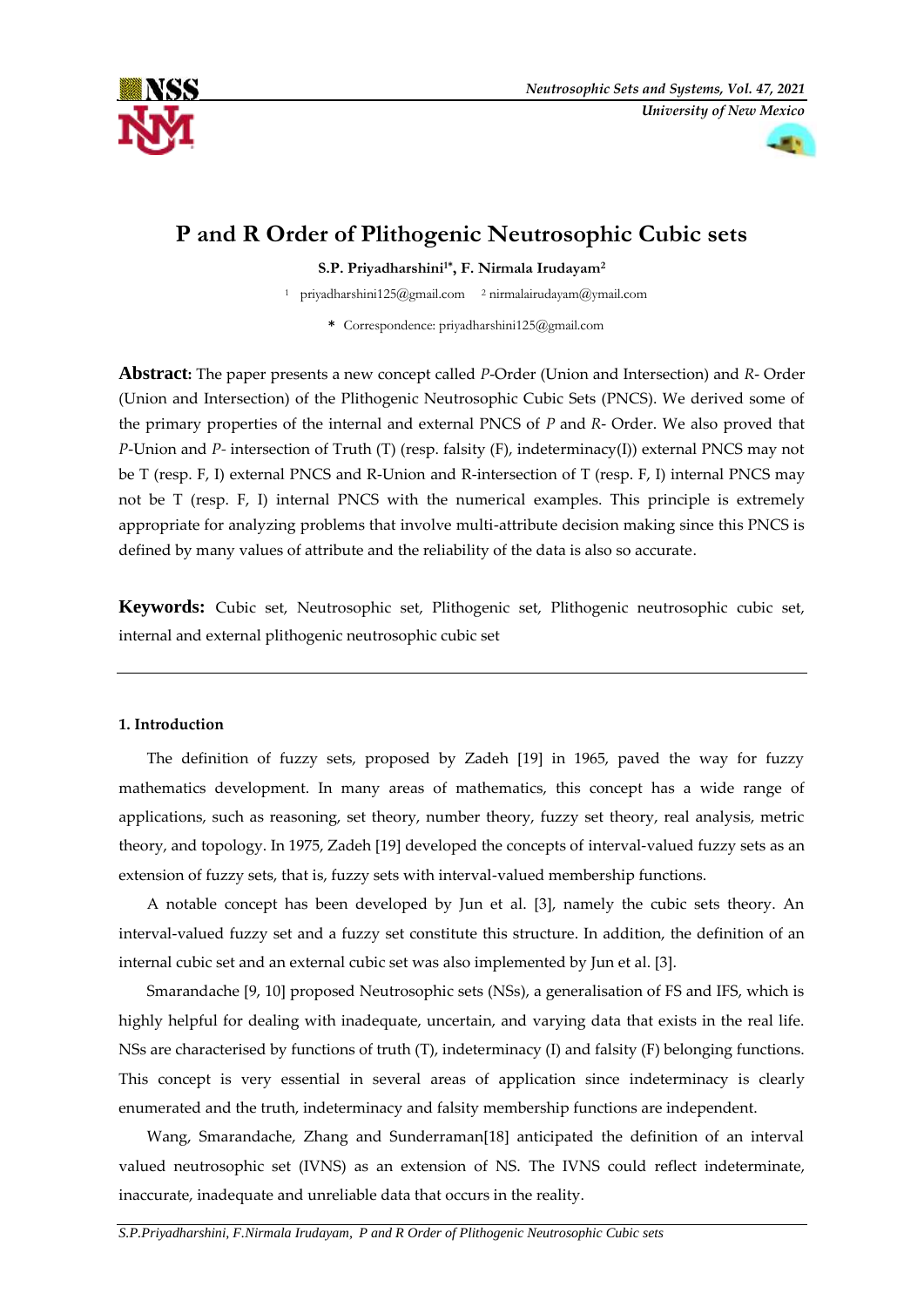# P and R Order of Plithogenic Neutrosophic Cubic sets

**S.P. Priyadharshini[1*], F. Nirmala Irudayam[2]**

[1] priyadharshini125@gmail.com [2] nirmalairudayam@ymail.com

**\*** Correspondence: priyadharshini125@gmail.com

**Abstract:** The paper presents a new concept called *P*-Order (Union and Intersection) and *R*- Order (Union and Intersection) of the Plithogenic Neutrosophic Cubic Sets (PNCS). We derived some of the primary properties of the internal and external PNCS of *P* and *R*- Order. We also proved that *P*-Union and *P*- intersection of Truth (T) (resp. falsity (F), indeterminacy(I)) external PNCS may not be T (resp. F, I) external PNCS and R-Union and R-intersection of T (resp. F, I) internal PNCS may not be T (resp. F, I) internal PNCS with the numerical examples. This principle is extremely appropriate for analyzing problems that involve multi-attribute decision making since this PNCS is defined by many values of attribute and the reliability of the data is also so accurate.

**Keywords:** Cubic set, Neutrosophic set, Plithogenic set, Plithogenic neutrosophic cubic set, internal and external plithogenic neutrosophic cubic set

---

## 1. Introduction

The definition of fuzzy sets, proposed by Zadeh [19] in 1965, paved the way for fuzzy mathematics development. In many areas of mathematics, this concept has a wide range of applications, such as reasoning, set theory, number theory, fuzzy set theory, real analysis, metric theory, and topology. In 1975, Zadeh [19] developed the concepts of interval-valued fuzzy sets as an extension of fuzzy sets, that is, fuzzy sets with interval-valued membership functions.

A notable concept has been developed by Jun et al. [3], namely the cubic sets theory. An interval-valued fuzzy set and a fuzzy set constitute this structure. In addition, the definition of an internal cubic set and an external cubic set was also implemented by Jun et al. [3].

Smarandache [9, 10] proposed Neutrosophic sets (NSs), a generalisation of FS and IFS, which is highly helpful for dealing with inadequate, uncertain, and varying data that exists in the real life. NSs are characterised by functions of truth (T), indeterminacy (I) and falsity (F) belonging functions. This concept is very essential in several areas of application since indeterminacy is clearly enumerated and the truth, indeterminacy and falsity membership functions are independent.

Wang, Smarandache, Zhang and Sunderraman[18] anticipated the definition of an interval valued neutrosophic set (IVNS) as an extension of NS. The IVNS could reflect indeterminate, inaccurate, inadequate and unreliable data that occurs in the reality.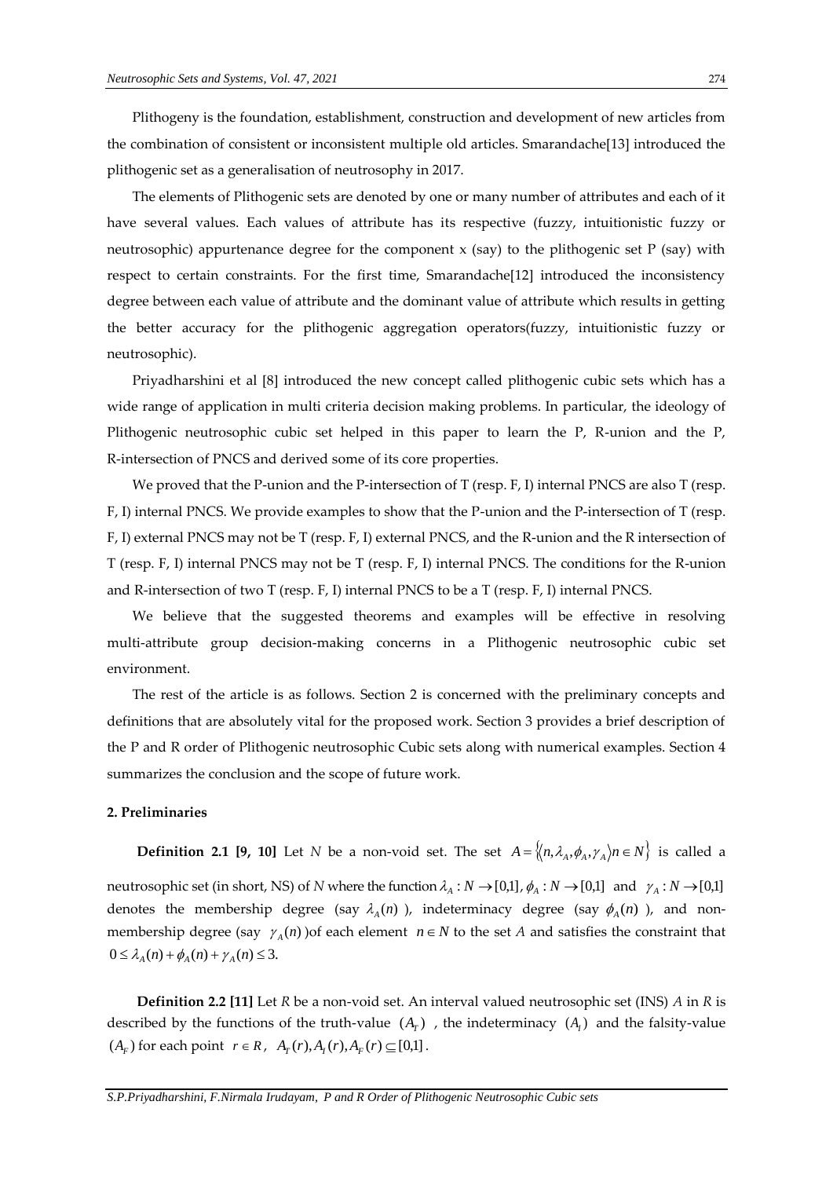Plithogeny is the foundation, establishment, construction and development of new articles from the combination of consistent or inconsistent multiple old articles. Smarandache[13] introduced the plithogenic set as a generalisation of neutrosophy in 2017.

The elements of Plithogenic sets are denoted by one or many number of attributes and each of it have several values. Each values of attribute has its respective (fuzzy, intuitionistic fuzzy or neutrosophic) appurtenance degree for the component x (say) to the plithogenic set P (say) with respect to certain constraints. For the first time, Smarandache[12] introduced the inconsistency degree between each value of attribute and the dominant value of attribute which results in getting the better accuracy for the plithogenic aggregation operators(fuzzy, intuitionistic fuzzy or neutrosophic).

Priyadharshini et al [8] introduced the new concept called plithogenic cubic sets which has a wide range of application in multi criteria decision making problems. In particular, the ideology of Plithogenic neutrosophic cubic set helped in this paper to learn the P, R-union and the P, R-intersection of PNCS and derived some of its core properties.

We proved that the P-union and the P-intersection of T (resp. F, I) internal PNCS are also T (resp. F, I) internal PNCS. We provide examples to show that the P-union and the P-intersection of T (resp. F, I) external PNCS may not be T (resp. F, I) external PNCS, and the R-union and the R intersection of T (resp. F, I) internal PNCS may not be T (resp. F, I) internal PNCS. The conditions for the R-union and R-intersection of two T (resp. F, I) internal PNCS to be a T (resp. F, I) internal PNCS.

We believe that the suggested theorems and examples will be effective in resolving multi-attribute group decision-making concerns in a Plithogenic neutrosophic cubic set environment.

The rest of the article is as follows. Section 2 is concerned with the preliminary concepts and definitions that are absolutely vital for the proposed work. Section 3 provides a brief description of the P and R order of Plithogenic neutrosophic Cubic sets along with numerical examples. Section 4 summarizes the conclusion and the scope of future work.

## 2. Preliminaries

**Definition 2.1 [9, 10]** Let $N$ be a non-void set. The set $A = \{\langle n, \lambda_A, \phi_A, \gamma_A \rangle n \in N\}$ is called a neutrosophic set (in short, NS) of $N$ where the function $\lambda_A : N \to [0,1]$, $\phi_A : N \to [0,1]$ and $\gamma_A : N \to [0,1]$ denotes the membership degree (say $\lambda_A(n)$ ), indeterminacy degree (say $\phi_A(n)$ ), and non-membership degree (say $\gamma_A(n)$ )of each element $n \in N$ to the set $A$ and satisfies the constraint that $0 \le \lambda_A(n) + \phi_A(n) + \gamma_A(n) \le 3.$

**Definition 2.2 [11]** Let $R$ be a non-void set. An interval valued neutrosophic set (INS) $A$ in $R$ is described by the functions of the truth-value $(A_T)$ , the indeterminacy $(A_I)$ and the falsity-value $(A_F)$ for each point $r \in R$, $A_T(r), A_I(r), A_F(r) \subseteq [0,1]$.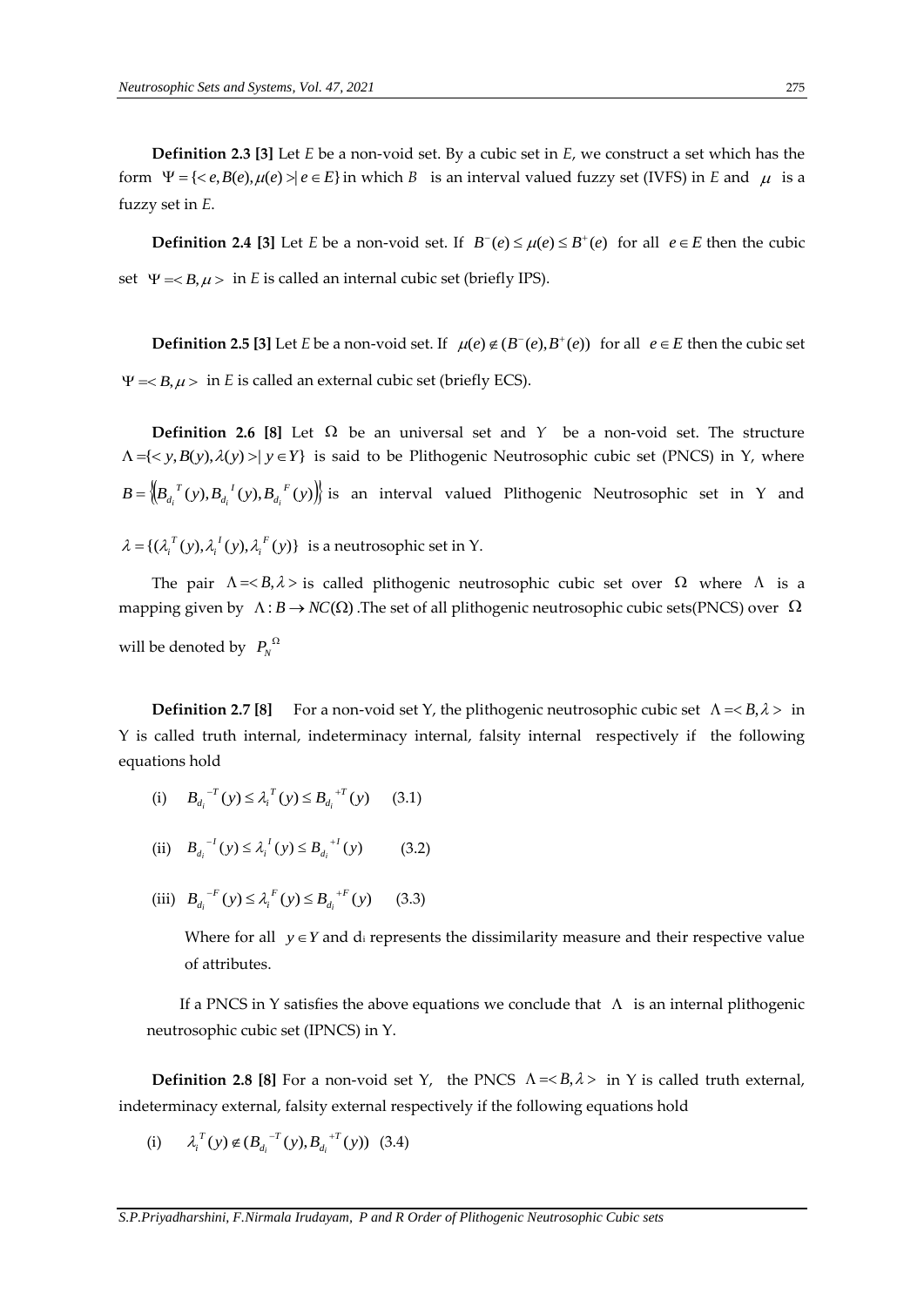**Definition 2.3 [3]** Let *E* be a non-void set. By a cubic set in *E*, we construct a set which has the form $\Psi = \{< e, B(e), \mu(e) > | e \in E\}$ in which $B$ is an interval valued fuzzy set (IVFS) in *E* and $\mu$ is a fuzzy set in *E*.

**Definition 2.4 [3]** Let *E* be a non-void set. If $B^{-}(e) \leq \mu(e) \leq B^{+}(e)$ for all $e \in E$ then the cubic set $\Psi =< B, \mu >$ in *E* is called an internal cubic set (briefly IPS).

**Definition 2.5 [3]** Let *E* be a non-void set. If $\mu(e) \notin (B^{-}(e), B^{+}(e))$ for all $e \in E$ then the cubic set $\Psi =< B, \mu >$ in *E* is called an external cubic set (briefly ECS).

**Definition 2.6 [8]** Let $\Omega$ be an universal set and $Y$ be a non-void set. The structure $\Lambda = \{< y, B(y), \lambda(y) > | y \in Y\}$ is said to be Plithogenic Neutrosophic cubic set (PNCS) in Y, where $B = \{(B_{d_i}{}^{T}(y), B_{d_i}{}^{I}(y), B_{d_i}{}^{F}(y))\}$ is an interval valued Plithogenic Neutrosophic set in Y and $\lambda = \{(\lambda_i{}^{T}(y), \lambda_i{}^{I}(y), \lambda_i{}^{F}(y))\}$ is a neutrosophic set in Y.

The pair $\Lambda =< B, \lambda >$ is called plithogenic neutrosophic cubic set over $\Omega$ where $\Lambda$ is a mapping given by $\Lambda : B \rightarrow NC(\Omega)$ .The set of all plithogenic neutrosophic cubic sets(PNCS) over $\Omega$ will be denoted by $P_N{}^{\Omega}$

**Definition 2.7 [8]** For a non-void set Y, the plithogenic neutrosophic cubic set $\Lambda =< B, \lambda >$ in Y is called truth internal, indeterminacy internal, falsity internal respectively if the following equations hold

(i) $B_{d_i}{}^{-T}(y) \leq \lambda_i{}^{T}(y) \leq B_{d_i}{}^{+T}(y)$ (3.1)

(ii) $B_{d_i}{}^{-I}(y) \leq \lambda_i{}^{I}(y) \leq B_{d_i}{}^{+I}(y)$ (3.2)

(iii) $B_{d_i}{}^{-F}(y) \leq \lambda_i{}^{F}(y) \leq B_{d_i}{}^{+F}(y)$ (3.3)

Where for all $y \in Y$ and $d_i$ represents the dissimilarity measure and their respective value of attributes.

If a PNCS in Y satisfies the above equations we conclude that $\Lambda$ is an internal plithogenic neutrosophic cubic set (IPNCS) in Y.

**Definition 2.8 [8]** For a non-void set Y, the PNCS $\Lambda =< B, \lambda >$ in Y is called truth external, indeterminacy external, falsity external respectively if the following equations hold

(i) $\lambda_i{}^{T}(y) \notin (B_{d_i}{}^{-T}(y), B_{d_i}{}^{+T}(y))$ (3.4)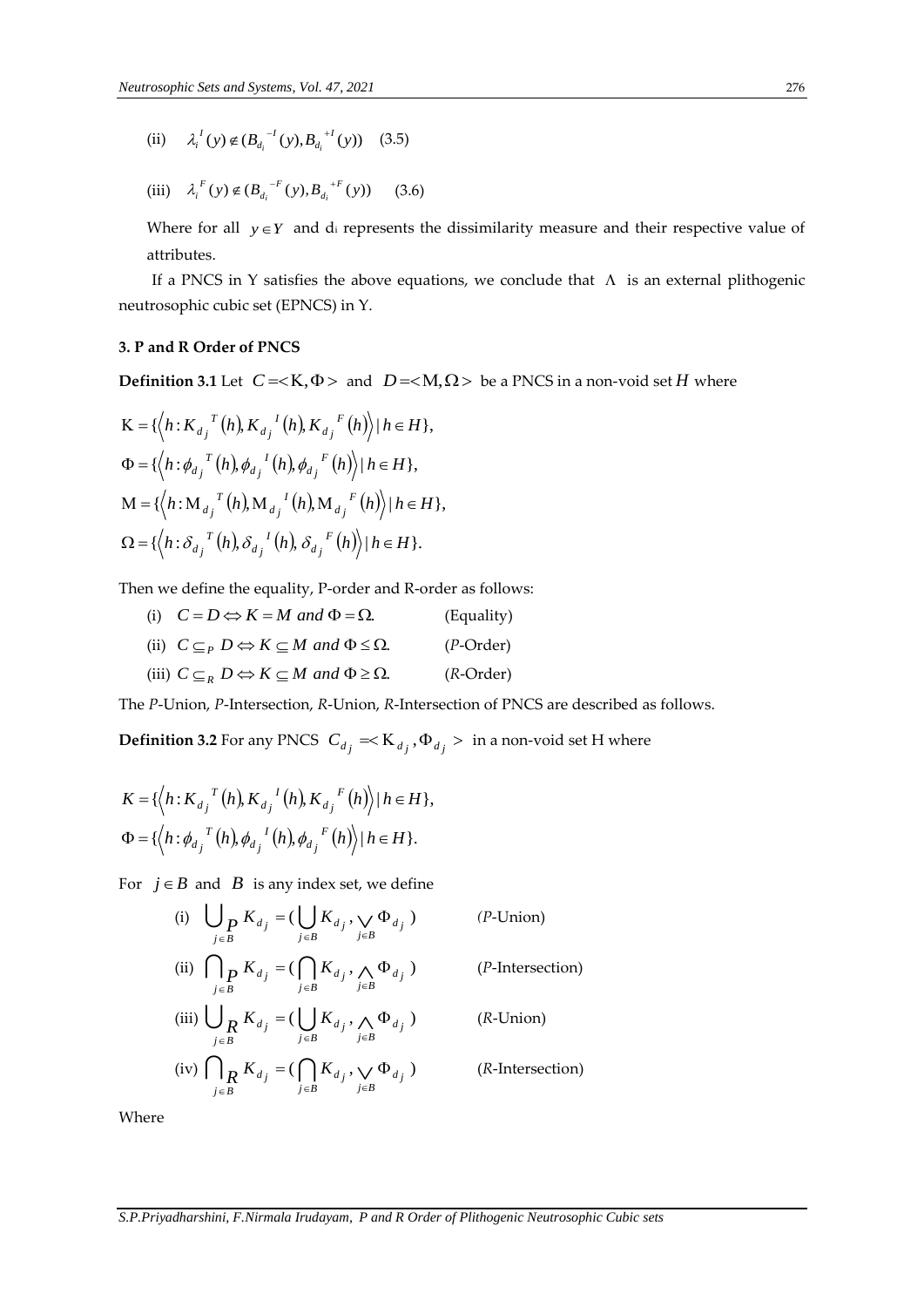(ii) $\lambda_i^{\,I}(y) \notin (B_{d_i}^{\,-I}(y), B_{d_i}^{\,+I}(y))$ (3.5)

(iii) $\lambda_i^{\,F}(y) \notin (B_{d_i}^{\,-F}(y), B_{d_i}^{\,+F}(y))$ (3.6)

Where for all $y \in Y$ and $d_i$ represents the dissimilarity measure and their respective value of attributes.

If a PNCS in Y satisfies the above equations, we conclude that $\Lambda$ is an external plithogenic neutrosophic cubic set (EPNCS) in Y.

### 3. P and R Order of PNCS

**Definition 3.1** Let $C = <\mathrm{K}, \Phi>$ and $D = <\mathrm{M}, \Omega>$ be a PNCS in a non-void set $H$ where

$$\mathrm{K} = \{\left\langle h : K_{d_j}^{\;T}(h), K_{d_j}^{\;I}(h), K_{d_j}^{\;F}(h)\right\rangle \mid h \in H\},$$

$$\Phi = \{\left\langle h : \phi_{d_j}^{\;T}(h), \phi_{d_j}^{\;I}(h), \phi_{d_j}^{\;F}(h)\right\rangle \mid h \in H\},$$

$$\mathrm{M} = \{\left\langle h : \mathrm{M}_{d_j}^{\;T}(h), \mathrm{M}_{d_j}^{\;I}(h), \mathrm{M}_{d_j}^{\;F}(h)\right\rangle \mid h \in H\},$$

$$\Omega = \{\left\langle h : \delta_{d_j}^{\;T}(h), \delta_{d_j}^{\;I}(h), \delta_{d_j}^{\;F}(h)\right\rangle \mid h \in H\}.$$

Then we define the equality, P-order and R-order as follows:

(i) $C = D \Leftrightarrow K = M \text{ and } \Phi = \Omega.$ (Equality)

(ii) $C \subseteq_P D \Leftrightarrow K \subseteq M \text{ and } \Phi \leq \Omega.$ (*P*-Order)

(iii) $C \subseteq_R D \Leftrightarrow K \subseteq M \text{ and } \Phi \geq \Omega.$ (*R*-Order)

The *P*-Union, *P*-Intersection, *R*-Union, *R*-Intersection of PNCS are described as follows.

**Definition 3.2** For any PNCS $C_{d_j} = <\mathrm{K}_{d_j}, \Phi_{d_j}>$ in a non-void set H where

$$K = \{\left\langle h : K_{d_j}^{\;T}(h), K_{d_j}^{\;I}(h), K_{d_j}^{\;F}(h)\right\rangle \mid h \in H\},$$

$$\Phi = \{\left\langle h : \phi_{d_j}^{\;T}(h), \phi_{d_j}^{\;I}(h), \phi_{d_j}^{\;F}(h)\right\rangle \mid h \in H\}.$$

For $j \in B$ and $B$ is any index set, we define

(i) $\bigcup_{P\, j \in B} K_{d_j} = (\bigcup_{j \in B} K_{d_j}, \bigvee_{j \in B} \Phi_{d_j})$ (*P*-Union)

(ii) $\bigcap_{P\, j \in B} K_{d_j} = (\bigcap_{j \in B} K_{d_j}, \bigwedge_{j \in B} \Phi_{d_j})$ (*P*-Intersection)

(iii) $\bigcup_{R\, j \in B} K_{d_j} = (\bigcup_{j \in B} K_{d_j}, \bigwedge_{j \in B} \Phi_{d_j})$ (*R*-Union)

(iv) $\bigcap_{R\, j \in B} K_{d_j} = (\bigcap_{j \in B} K_{d_j}, \bigvee_{j \in B} \Phi_{d_j})$ (*R*-Intersection)

Where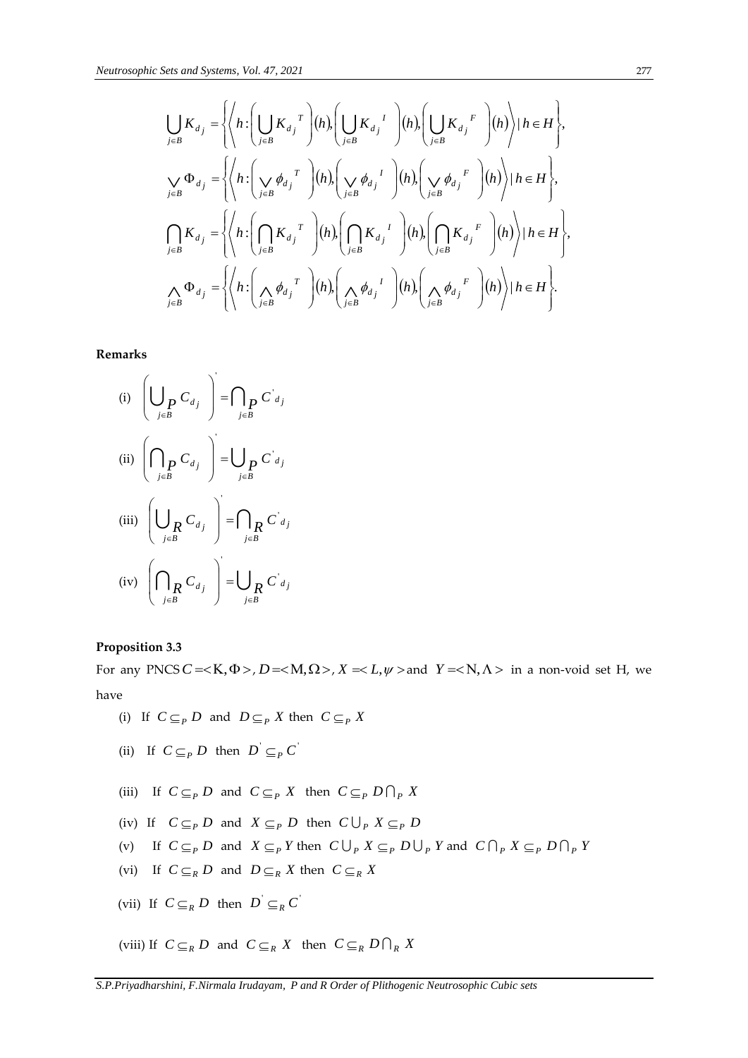$$\bigcup_{j\in B} K_{d_j} = \left\{ \left\langle h : \left( \bigcup_{j\in B} K_{d_j}{}^{T} \right)(h), \left( \bigcup_{j\in B} K_{d_j}{}^{I} \right)(h), \left( \bigcup_{j\in B} K_{d_j}{}^{F} \right)(h) \right\rangle \mid h \in H \right\},$$

$$\bigvee_{j\in B} \Phi_{d_j} = \left\{ \left\langle h : \left( \bigvee_{j\in B} \phi_{d_j}{}^{T} \right)(h), \left( \bigvee_{j\in B} \phi_{d_j}{}^{I} \right)(h), \left( \bigvee_{j\in B} \phi_{d_j}{}^{F} \right)(h) \right\rangle \mid h \in H \right\},$$

$$\bigcap_{j\in B} K_{d_j} = \left\{ \left\langle h : \left( \bigcap_{j\in B} K_{d_j}{}^{T} \right)(h), \left( \bigcap_{j\in B} K_{d_j}{}^{I} \right)(h), \left( \bigcap_{j\in B} K_{d_j}{}^{F} \right)(h) \right\rangle \mid h \in H \right\},$$

$$\bigwedge_{j\in B} \Phi_{d_j} = \left\{ \left\langle h : \left( \bigwedge_{j\in B} \phi_{d_j}{}^{T} \right)(h), \left( \bigwedge_{j\in B} \phi_{d_j}{}^{I} \right)(h), \left( \bigwedge_{j\in B} \phi_{d_j}{}^{F} \right)(h) \right\rangle \mid h \in H \right\}.$$

**Remarks**

(i) $\left( \bigcup_{P\, j\in B} C_{d_j} \right)' = \bigcap_{P\, j\in B} C'_{d_j}$

(ii) $\left( \bigcap_{P\, j\in B} C_{d_j} \right)' = \bigcup_{P\, j\in B} C'_{d_j}$

(iii) $\left( \bigcup_{R\, j\in B} C_{d_j} \right)' = \bigcap_{R\, j\in B} C'_{d_j}$

(iv) $\left( \bigcap_{R\, j\in B} C_{d_j} \right)' = \bigcup_{R\, j\in B} C'_{d_j}$

**Proposition 3.3**

For any PNCS $C = <\mathrm{K}, \Phi>$, $D = <\mathrm{M}, \Omega>$, $X = <L, \psi>$ and $Y = <\mathrm{N}, \Lambda>$ in a non-void set H, we have

(i) If $C \subseteq_P D$ and $D \subseteq_P X$ then $C \subseteq_P X$

(ii) If $C \subseteq_P D$ then $D' \subseteq_P C'$

(iii) If $C \subseteq_P D$ and $C \subseteq_P X$ then $C \subseteq_P D \bigcap_P X$

(iv) If $C \subseteq_P D$ and $X \subseteq_P D$ then $C \bigcup_P X \subseteq_P D$

(v) If $C \subseteq_P D$ and $X \subseteq_P Y$ then $C \bigcup_P X \subseteq_P D \bigcup_P Y$ and $C \bigcap_P X \subseteq_P D \bigcap_P Y$

(vi) If $C \subseteq_R D$ and $D \subseteq_R X$ then $C \subseteq_R X$

(vii) If $C \subseteq_R D$ then $D' \subseteq_R C'$

(viii) If $C \subseteq_R D$ and $C \subseteq_R X$ then $C \subseteq_R D \bigcap_R X$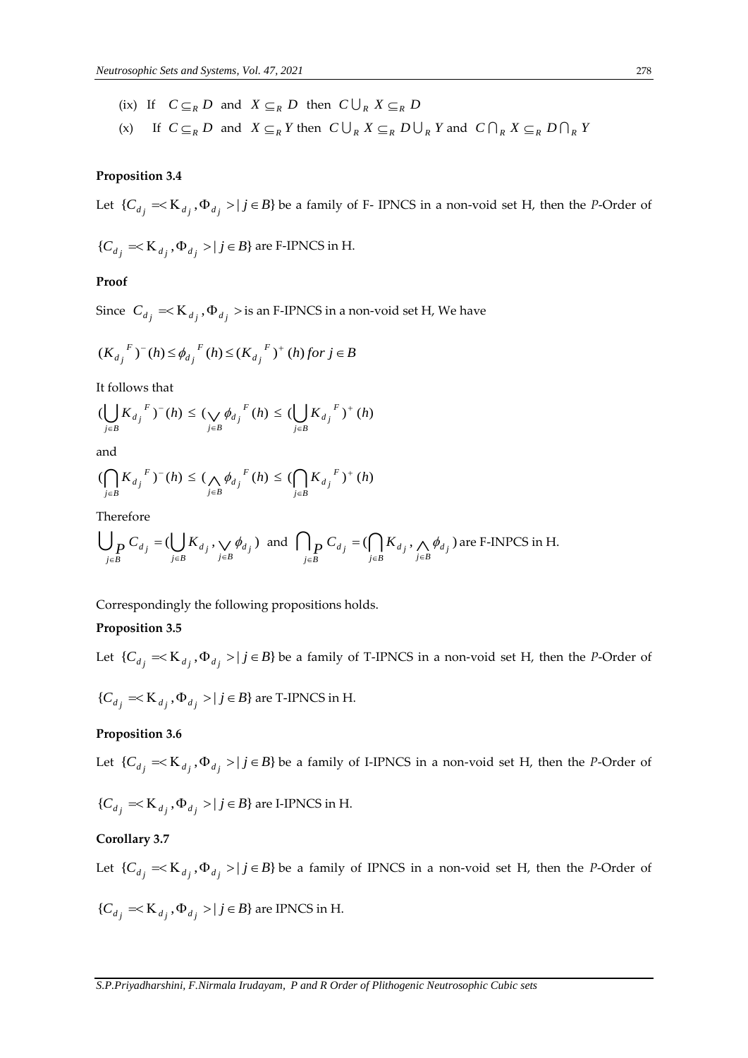(ix) If $C \subseteq_R D$ and $X \subseteq_R D$ then $C \bigcup_R X \subseteq_R D$

(x) If $C \subseteq_R D$ and $X \subseteq_R Y$ then $C \bigcup_R X \subseteq_R D \bigcup_R Y$ and $C \bigcap_R X \subseteq_R D \bigcap_R Y$

**Proposition 3.4**

Let $\{C_{d_j} = < \mathrm{K}_{d_j}, \Phi_{d_j} > | j \in B\}$ be a family of F- IPNCS in a non-void set H, then the *P*-Order of $\{C_{d_j} = < \mathrm{K}_{d_j}, \Phi_{d_j} > | j \in B\}$ are F-IPNCS in H.

**Proof**

Since $C_{d_j} = < \mathrm{K}_{d_j}, \Phi_{d_j} >$ is an F-IPNCS in a non-void set H, We have

$$({K_{d_j}}^F)^-(h) \le {\phi_{d_j}}^F(h) \le ({K_{d_j}}^F)^+(h) \, for \, j \in B$$

It follows that

$$(\bigcup_{j \in B} {K_{d_j}}^F)^-(h) \le (\bigvee_{j \in B} {\phi_{d_j}}^F(h) \le (\bigcup_{j \in B} {K_{d_j}}^F)^+(h)$$

and

$$(\bigcap_{j \in B} {K_{d_j}}^F)^-(h) \le (\bigwedge_{j \in B} {\phi_{d_j}}^F(h) \le (\bigcap_{j \in B} {K_{d_j}}^F)^+(h)$$

Therefore

$\bigcup_{P \, j \in B} C_{d_j} = (\bigcup_{j \in B} K_{d_j}, \bigvee_{j \in B} \phi_{d_j})$ and $\bigcap_{P \, j \in B} C_{d_j} = (\bigcap_{j \in B} K_{d_j}, \bigwedge_{j \in B} \phi_{d_j})$ are F-INPCS in H.

Correspondingly the following propositions holds.

**Proposition 3.5**

Let $\{C_{d_j} = < \mathrm{K}_{d_j}, \Phi_{d_j} > | j \in B\}$ be a family of T-IPNCS in a non-void set H, then the *P*-Order of $\{C_{d_j} = < \mathrm{K}_{d_j}, \Phi_{d_j} > | j \in B\}$ are T-IPNCS in H.

**Proposition 3.6**

Let $\{C_{d_j} = < \mathrm{K}_{d_j}, \Phi_{d_j} > | j \in B\}$ be a family of I-IPNCS in a non-void set H, then the *P*-Order of $\{C_{d_j} = < \mathrm{K}_{d_j}, \Phi_{d_j} > | j \in B\}$ are I-IPNCS in H.

**Corollary 3.7**

Let $\{C_{d_j} = < \mathrm{K}_{d_j}, \Phi_{d_j} > | j \in B\}$ be a family of IPNCS in a non-void set H, then the *P*-Order of $\{C_{d_j} = < \mathrm{K}_{d_j}, \Phi_{d_j} > | j \in B\}$ are IPNCS in H.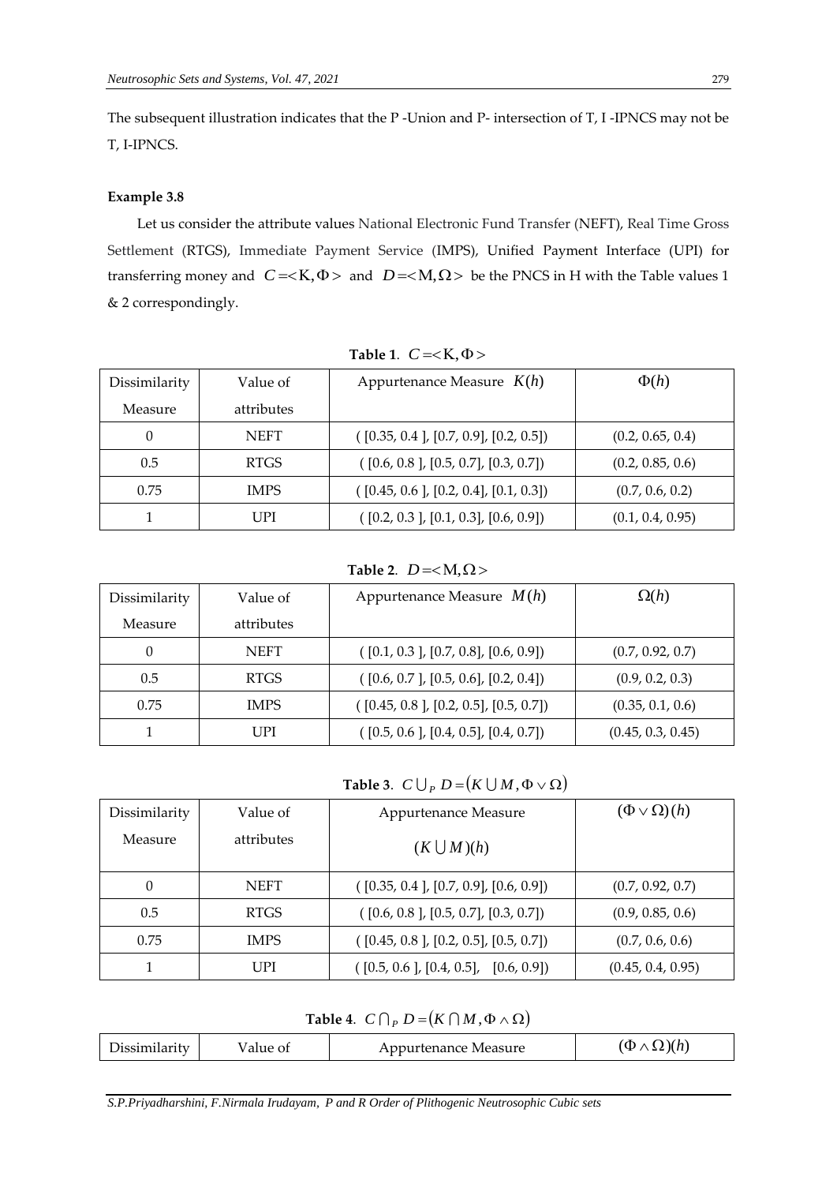The subsequent illustration indicates that the P -Union and P- intersection of T, I -IPNCS may not be T, I-IPNCS.

**Example 3.8**

Let us consider the attribute values National Electronic Fund Transfer (NEFT), Real Time Gross Settlement (RTGS), Immediate Payment Service (IMPS), Unified Payment Interface (UPI) for transferring money and $C = <\mathrm{K}, \Phi>$ and $D = <\mathrm{M}, \Omega>$ be the PNCS in H with the Table values 1 & 2 correspondingly.

**Table 1**. $C = <\mathrm{K}, \Phi>$

| Dissimilarity Measure | Value of attributes | Appurtenance Measure $K(h)$ | $\Phi(h)$ |
|---|---|---|---|
| 0 | NEFT | ( [0.35, 0.4 ], [0.7, 0.9], [0.2, 0.5]) | (0.2, 0.65, 0.4) |
| 0.5 | RTGS | ( [0.6, 0.8 ], [0.5, 0.7], [0.3, 0.7]) | (0.2, 0.85, 0.6) |
| 0.75 | IMPS | ( [0.45, 0.6 ], [0.2, 0.4], [0.1, 0.3]) | (0.7, 0.6, 0.2) |
| 1 | UPI | ( [0.2, 0.3 ], [0.1, 0.3], [0.6, 0.9]) | (0.1, 0.4, 0.95) |

**Table 2**. $D = <\mathrm{M}, \Omega>$

| Dissimilarity Measure | Value of attributes | Appurtenance Measure $M(h)$ | $\Omega(h)$ |
|---|---|---|---|
| 0 | NEFT | ( [0.1, 0.3 ], [0.7, 0.8], [0.6, 0.9]) | (0.7, 0.92, 0.7) |
| 0.5 | RTGS | ( [0.6, 0.7 ], [0.5, 0.6], [0.2, 0.4]) | (0.9, 0.2, 0.3) |
| 0.75 | IMPS | ( [0.45, 0.8 ], [0.2, 0.5], [0.5, 0.7]) | (0.35, 0.1, 0.6) |
| 1 | UPI | ( [0.5, 0.6 ], [0.4, 0.5], [0.4, 0.7]) | (0.45, 0.3, 0.45) |

**Table 3**. $C \bigcup_P D = (K \bigcup M, \Phi \vee \Omega)$

| Dissimilarity Measure | Value of attributes | Appurtenance Measure $(K \bigcup M)(h)$ | $(\Phi \vee \Omega)(h)$ |
|---|---|---|---|
| 0 | NEFT | ( [0.35, 0.4 ], [0.7, 0.9], [0.6, 0.9]) | (0.7, 0.92, 0.7) |
| 0.5 | RTGS | ( [0.6, 0.8 ], [0.5, 0.7], [0.3, 0.7]) | (0.9, 0.85, 0.6) |
| 0.75 | IMPS | ( [0.45, 0.8 ], [0.2, 0.5], [0.5, 0.7]) | (0.7, 0.6, 0.6) |
| 1 | UPI | ( [0.5, 0.6 ], [0.4, 0.5], [0.6, 0.9]) | (0.45, 0.4, 0.95) |

**Table 4**. $C \bigcap_P D = (K \bigcap M, \Phi \wedge \Omega)$

| Dissimilarity | Value of | Appurtenance Measure | $(\Phi \wedge \Omega)(h)$ |
|---|---|---|---|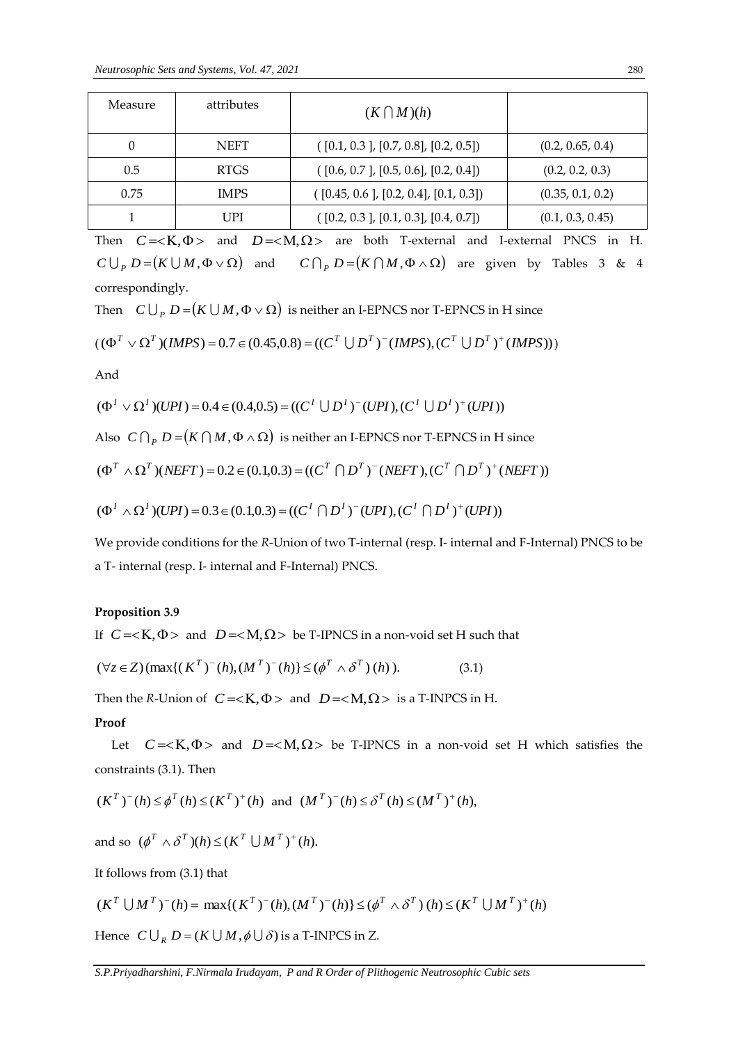| Measure | attributes | $(K \cap M)(h)$ | |
|---|---|---|---|
| 0 | NEFT | ( [0.1, 0.3 ], [0.7, 0.8], [0.2, 0.5]) | (0.2, 0.65, 0.4) |
| 0.5 | RTGS | ( [0.6, 0.7 ], [0.5, 0.6], [0.2, 0.4]) | (0.2, 0.2, 0.3) |
| 0.75 | IMPS | ( [0.45, 0.6 ], [0.2, 0.4], [0.1, 0.3]) | (0.35, 0.1, 0.2) |
| 1 | UPI | ( [0.2, 0.3 ], [0.1, 0.3], [0.4, 0.7]) | (0.1, 0.3, 0.45) |

Then $C = <K, \Phi>$ and $D = <M, \Omega>$ are both T-external and I-external PNCS in H. $C \cup_P D = (K \cup M, \Phi \vee \Omega)$ and $C \cap_P D = (K \cap M, \Phi \wedge \Omega)$ are given by Tables 3 & 4 correspondingly.

Then $C \cup_P D = (K \cup M, \Phi \vee \Omega)$ is neither an I-EPNCS nor T-EPNCS in H since

$$((\Phi^T \vee \Omega^T)(IMPS) = 0.7 \in (0.45, 0.8) = ((C^T \cup D^T)^-(IMPS), (C^T \cup D^T)^+(IMPS)))$$

And

$$(\Phi^I \vee \Omega^I)(UPI) = 0.4 \in (0.4, 0.5) = ((C^I \cup D^I)^-(UPI), (C^I \cup D^I)^+(UPI))$$

Also $C \cap_P D = (K \cap M, \Phi \wedge \Omega)$ is neither an I-EPNCS nor T-EPNCS in H since

$$(\Phi^T \wedge \Omega^T)(NEFT) = 0.2 \in (0.1, 0.3) = ((C^T \cap D^T)^-(NEFT), (C^T \cap D^T)^+(NEFT))$$

$$(\Phi^I \wedge \Omega^I)(UPI) = 0.3 \in (0.1, 0.3) = ((C^I \cap D^I)^-(UPI), (C^I \cap D^I)^+(UPI))$$

We provide conditions for the *R*-Union of two T-internal (resp. I- internal and F-Internal) PNCS to be a T- internal (resp. I- internal and F-Internal) PNCS.

**Proposition 3.9**

If $C = <K, \Phi>$ and $D = <M, \Omega>$ be T-IPNCS in a non-void set H such that

$$(\forall z \in Z)(\max\{(K^T)^-(h), (M^T)^-(h)\} \le (\phi^T \wedge \delta^T)(h)). \qquad (3.1)$$

Then the *R*-Union of $C = <K, \Phi>$ and $D = <M, \Omega>$ is a T-INPCS in H.

**Proof**

Let $C = <K, \Phi>$ and $D = <M, \Omega>$ be T-IPNCS in a non-void set H which satisfies the constraints (3.1). Then

$$(K^T)^-(h) \le \phi^T(h) \le (K^T)^+(h) \text{ and } (M^T)^-(h) \le \delta^T(h) \le (M^T)^+(h),$$

and so $(\phi^T \wedge \delta^T)(h) \le (K^T \cup M^T)^+(h)$.

It follows from (3.1) that

$$(K^T \cup M^T)^-(h) = \max\{(K^T)^-(h), (M^T)^-(h)\} \le (\phi^T \wedge \delta^T)(h) \le (K^T \cup M^T)^+(h)$$

Hence $C \cup_R D = (K \cup M, \phi \cup \delta)$ is a T-INPCS in Z.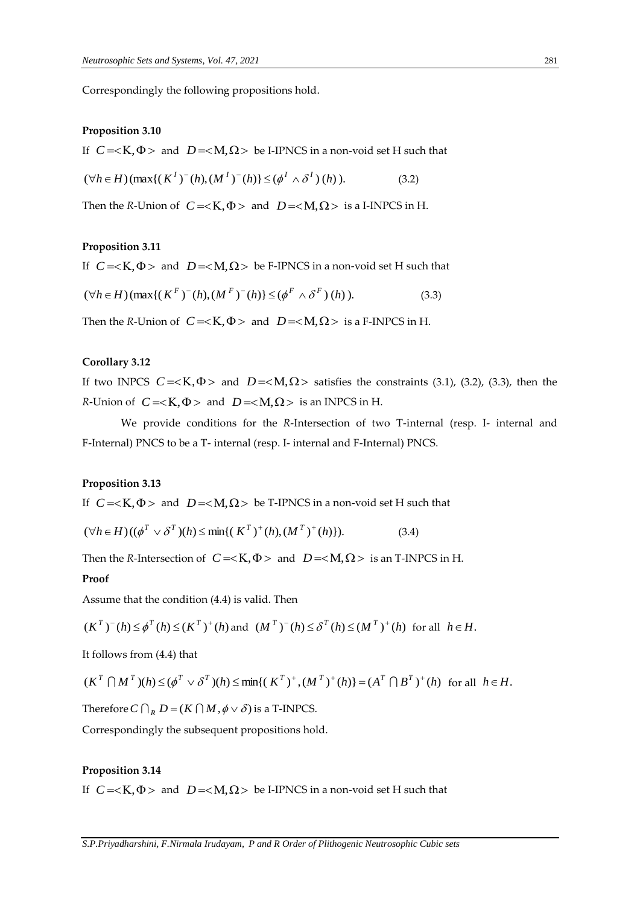Correspondingly the following propositions hold.

**Proposition 3.10**

If $C = <\mathrm{K}, \Phi>$ and $D = <\mathrm{M}, \Omega>$ be I-IPNCS in a non-void set H such that

$$(\forall h \in H)(\max\{(K^I)^-(h), (M^I)^-(h)\} \le (\phi^I \wedge \delta^I)(h)). \qquad (3.2)$$

Then the *R*-Union of $C = <\mathrm{K}, \Phi>$ and $D = <\mathrm{M}, \Omega>$ is a I-INPCS in H.

**Proposition 3.11**

If $C = <\mathrm{K}, \Phi>$ and $D = <\mathrm{M}, \Omega>$ be F-IPNCS in a non-void set H such that

$$(\forall h \in H)(\max\{(K^F)^-(h), (M^F)^-(h)\} \le (\phi^F \wedge \delta^F)(h)). \qquad (3.3)$$

Then the *R*-Union of $C = <\mathrm{K}, \Phi>$ and $D = <\mathrm{M}, \Omega>$ is a F-INPCS in H.

**Corollary 3.12**

If two INPCS $C = <\mathrm{K}, \Phi>$ and $D = <\mathrm{M}, \Omega>$ satisfies the constraints (3.1), (3.2), (3.3), then the *R*-Union of $C = <\mathrm{K}, \Phi>$ and $D = <\mathrm{M}, \Omega>$ is an INPCS in H.

We provide conditions for the *R*-Intersection of two T-internal (resp. I- internal and F-Internal) PNCS to be a T- internal (resp. I- internal and F-Internal) PNCS.

**Proposition 3.13**

If $C = <\mathrm{K}, \Phi>$ and $D = <\mathrm{M}, \Omega>$ be T-IPNCS in a non-void set H such that

$$(\forall h \in H)((\phi^T \vee \delta^T)(h) \le \min\{(K^T)^+(h), (M^T)^+(h)\}). \qquad (3.4)$$

Then the *R*-Intersection of $C = <\mathrm{K}, \Phi>$ and $D = <\mathrm{M}, \Omega>$ is an T-INPCS in H.

**Proof**

Assume that the condition (4.4) is valid. Then

$$(K^T)^-(h) \le \phi^T(h) \le (K^T)^+(h) \text{ and } (M^T)^-(h) \le \delta^T(h) \le (M^T)^+(h) \text{ for all } h \in H.$$

It follows from (4.4) that

$$(K^T \cap M^T)(h) \le (\phi^T \vee \delta^T)(h) \le \min\{(K^T)^+, (M^T)^+(h)\} = (A^T \cap B^T)^+(h) \text{ for all } h \in H.$$

Therefore $C \cap_R D = (K \cap M, \phi \vee \delta)$ is a T-INPCS.

Correspondingly the subsequent propositions hold.

**Proposition 3.14**

If $C = <\mathrm{K}, \Phi>$ and $D = <\mathrm{M}, \Omega>$ be I-IPNCS in a non-void set H such that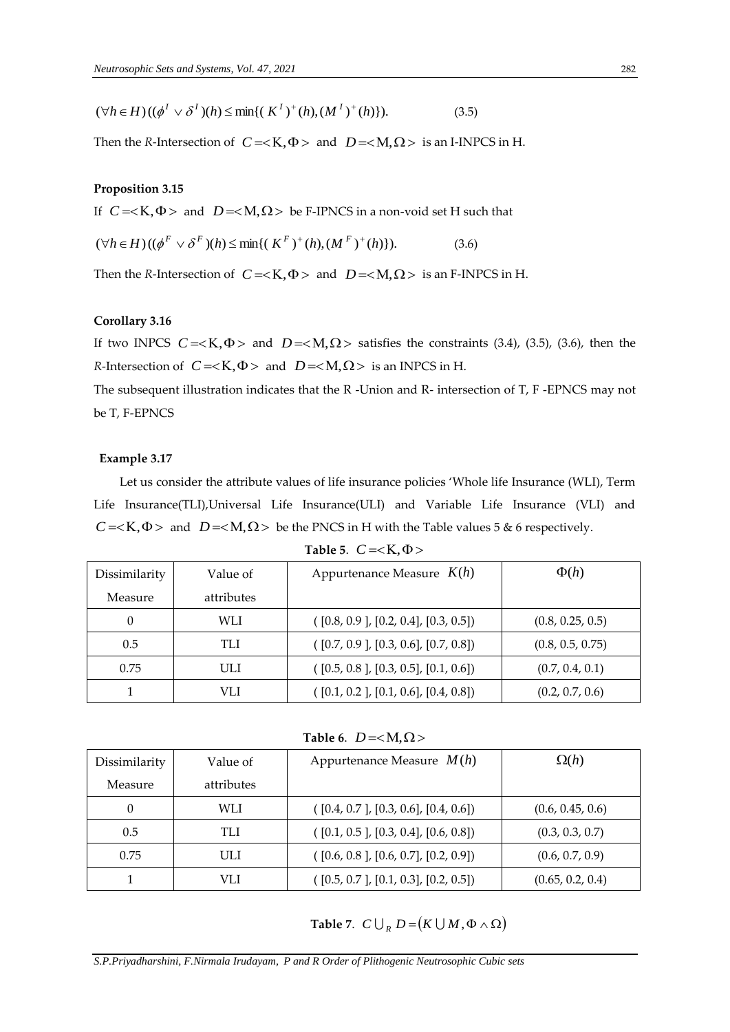$$(\forall h \in H)((\phi^I \vee \delta^I)(h) \leq \min\{(K^I)^+(h), (M^I)^+(h)\}). \qquad (3.5)$$

Then the *R*-Intersection of $C = <\mathrm{K}, \Phi>$ and $D = <\mathrm{M}, \Omega>$ is an I-INPCS in H.

**Proposition 3.15**

If $C = <\mathrm{K}, \Phi>$ and $D = <\mathrm{M}, \Omega>$ be F-IPNCS in a non-void set H such that

$$(\forall h \in H)((\phi^F \vee \delta^F)(h) \leq \min\{(K^F)^+(h), (M^F)^+(h)\}). \qquad (3.6)$$

Then the *R*-Intersection of $C = <\mathrm{K}, \Phi>$ and $D = <\mathrm{M}, \Omega>$ is an F-INPCS in H.

**Corollary 3.16**

If two INPCS $C = <\mathrm{K}, \Phi>$ and $D = <\mathrm{M}, \Omega>$ satisfies the constraints (3.4), (3.5), (3.6), then the *R*-Intersection of $C = <\mathrm{K}, \Phi>$ and $D = <\mathrm{M}, \Omega>$ is an INPCS in H.

The subsequent illustration indicates that the R -Union and R- intersection of T, F -EPNCS may not be T, F-EPNCS

**Example 3.17**

Let us consider the attribute values of life insurance policies 'Whole life Insurance (WLI), Term Life Insurance(TLI),Universal Life Insurance(ULI) and Variable Life Insurance (VLI) and $C = <\mathrm{K}, \Phi>$ and $D = <\mathrm{M}, \Omega>$ be the PNCS in H with the Table values 5 & 6 respectively.

**Table 5**. $C = <\mathrm{K}, \Phi>$

| Dissimilarity Measure | Value of attributes | Appurtenance Measure $K(h)$ | $\Phi(h)$ |
|---|---|---|---|
| 0 | WLI | ( [0.8, 0.9 ], [0.2, 0.4], [0.3, 0.5]) | (0.8, 0.25, 0.5) |
| 0.5 | TLI | ( [0.7, 0.9 ], [0.3, 0.6], [0.7, 0.8]) | (0.8, 0.5, 0.75) |
| 0.75 | ULI | ( [0.5, 0.8 ], [0.3, 0.5], [0.1, 0.6]) | (0.7, 0.4, 0.1) |
| 1 | VLI | ( [0.1, 0.2 ], [0.1, 0.6], [0.4, 0.8]) | (0.2, 0.7, 0.6) |

**Table 6**. $D = <\mathrm{M}, \Omega>$

| Dissimilarity Measure | Value of attributes | Appurtenance Measure $M(h)$ | $\Omega(h)$ |
|---|---|---|---|
| 0 | WLI | ( [0.4, 0.7 ], [0.3, 0.6], [0.4, 0.6]) | (0.6, 0.45, 0.6) |
| 0.5 | TLI | ( [0.1, 0.5 ], [0.3, 0.4], [0.6, 0.8]) | (0.3, 0.3, 0.7) |
| 0.75 | ULI | ( [0.6, 0.8 ], [0.6, 0.7], [0.2, 0.9]) | (0.6, 0.7, 0.9) |
| 1 | VLI | ( [0.5, 0.7 ], [0.1, 0.3], [0.2, 0.5]) | (0.65, 0.2, 0.4) |

**Table 7**. $C \cup_R D = (K \cup M, \Phi \wedge \Omega)$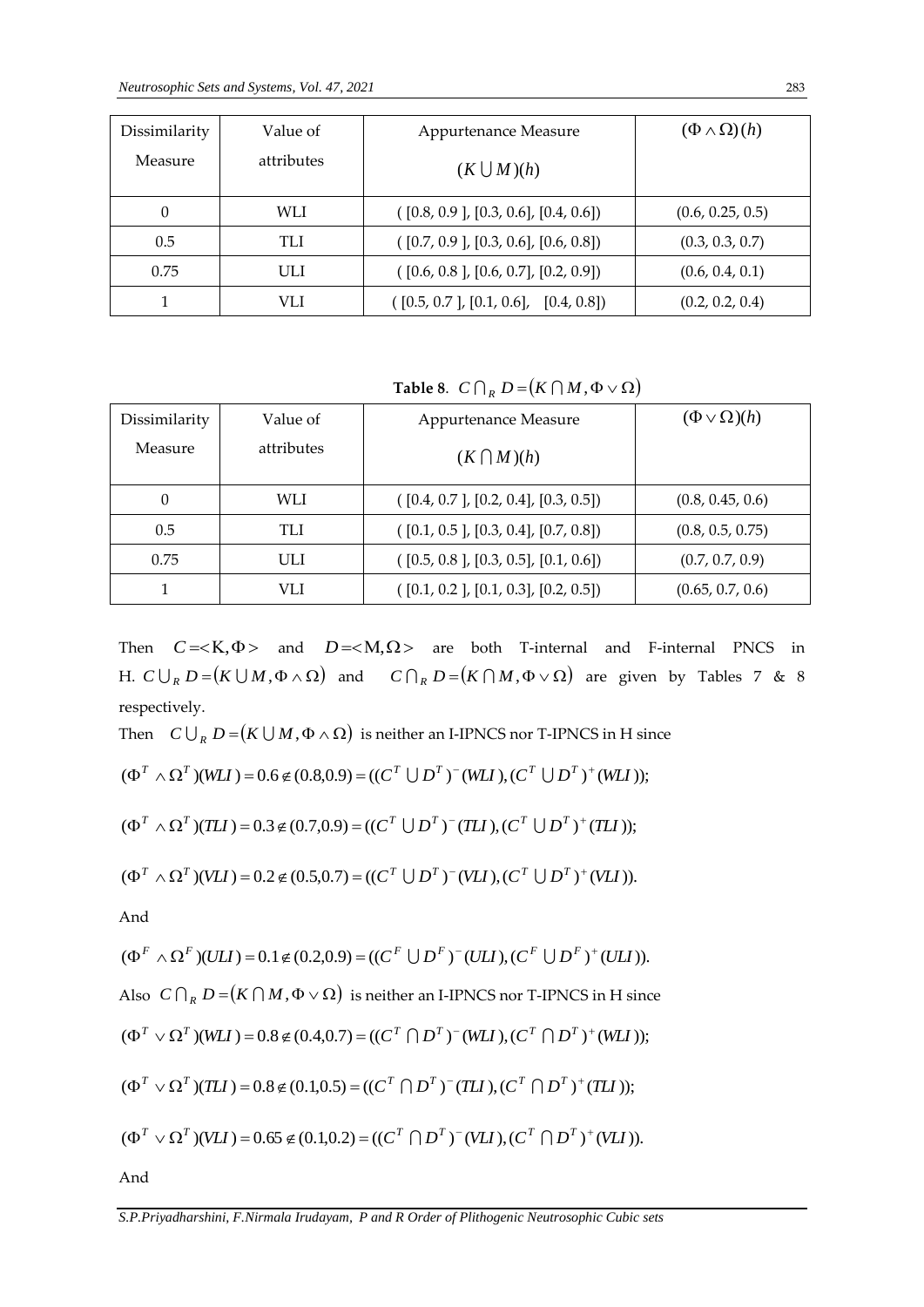| Dissimilarity Measure | Value of attributes | Appurtenance Measure $(K \bigcup M)(h)$ | $(\Phi \wedge \Omega)(h)$ |
|---|---|---|---|
| 0 | WLI | ( [0.8, 0.9 ], [0.3, 0.6], [0.4, 0.6]) | (0.6, 0.25, 0.5) |
| 0.5 | TLI | ( [0.7, 0.9 ], [0.3, 0.6], [0.6, 0.8]) | (0.3, 0.3, 0.7) |
| 0.75 | ULI | ( [0.6, 0.8 ], [0.6, 0.7], [0.2, 0.9]) | (0.6, 0.4, 0.1) |
| 1 | VLI | ( [0.5, 0.7 ], [0.1, 0.6], [0.4, 0.8]) | (0.2, 0.2, 0.4) |

**Table 8**. $C \bigcap_R D = (K \bigcap M, \Phi \vee \Omega)$

| Dissimilarity Measure | Value of attributes | Appurtenance Measure $(K \bigcap M)(h)$ | $(\Phi \vee \Omega)(h)$ |
|---|---|---|---|
| 0 | WLI | ( [0.4, 0.7 ], [0.2, 0.4], [0.3, 0.5]) | (0.8, 0.45, 0.6) |
| 0.5 | TLI | ( [0.1, 0.5 ], [0.3, 0.4], [0.7, 0.8]) | (0.8, 0.5, 0.75) |
| 0.75 | ULI | ( [0.5, 0.8 ], [0.3, 0.5], [0.1, 0.6]) | (0.7, 0.7, 0.9) |
| 1 | VLI | ( [0.1, 0.2 ], [0.1, 0.3], [0.2, 0.5]) | (0.65, 0.7, 0.6) |

Then $C = <K, \Phi>$ and $D = <M, \Omega>$ are both T-internal and F-internal PNCS in H. $C \bigcup_R D = (K \bigcup M, \Phi \wedge \Omega)$ and $C \bigcap_R D = (K \bigcap M, \Phi \vee \Omega)$ are given by Tables 7 & 8 respectively.

Then $C \bigcup_R D = (K \bigcup M, \Phi \wedge \Omega)$ is neither an I-IPNCS nor T-IPNCS in H since

$$(\Phi^T \wedge \Omega^T)(WLI) = 0.6 \notin (0.8, 0.9) = ((C^T \bigcup D^T)^-(WLI), (C^T \bigcup D^T)^+(WLI));$$

$$(\Phi^T \wedge \Omega^T)(TLI) = 0.3 \notin (0.7, 0.9) = ((C^T \bigcup D^T)^-(TLI), (C^T \bigcup D^T)^+(TLI));$$

$$(\Phi^T \wedge \Omega^T)(VLI) = 0.2 \notin (0.5, 0.7) = ((C^T \bigcup D^T)^-(VLI), (C^T \bigcup D^T)^+(VLI)).$$

And

$$(\Phi^F \wedge \Omega^F)(ULI) = 0.1 \notin (0.2, 0.9) = ((C^F \bigcup D^F)^-(ULI), (C^F \bigcup D^F)^+(ULI)).$$

Also $C \bigcap_R D = (K \bigcap M, \Phi \vee \Omega)$ is neither an I-IPNCS nor T-IPNCS in H since

$$(\Phi^T \vee \Omega^T)(WLI) = 0.8 \notin (0.4, 0.7) = ((C^T \bigcap D^T)^-(WLI), (C^T \bigcap D^T)^+(WLI));$$

$$(\Phi^T \vee \Omega^T)(TLI) = 0.8 \notin (0.1, 0.5) = ((C^T \bigcap D^T)^-(TLI), (C^T \bigcap D^T)^+(TLI));$$

$$(\Phi^T \vee \Omega^T)(VLI) = 0.65 \notin (0.1, 0.2) = ((C^T \bigcap D^T)^-(VLI), (C^T \bigcap D^T)^+(VLI)).$$

And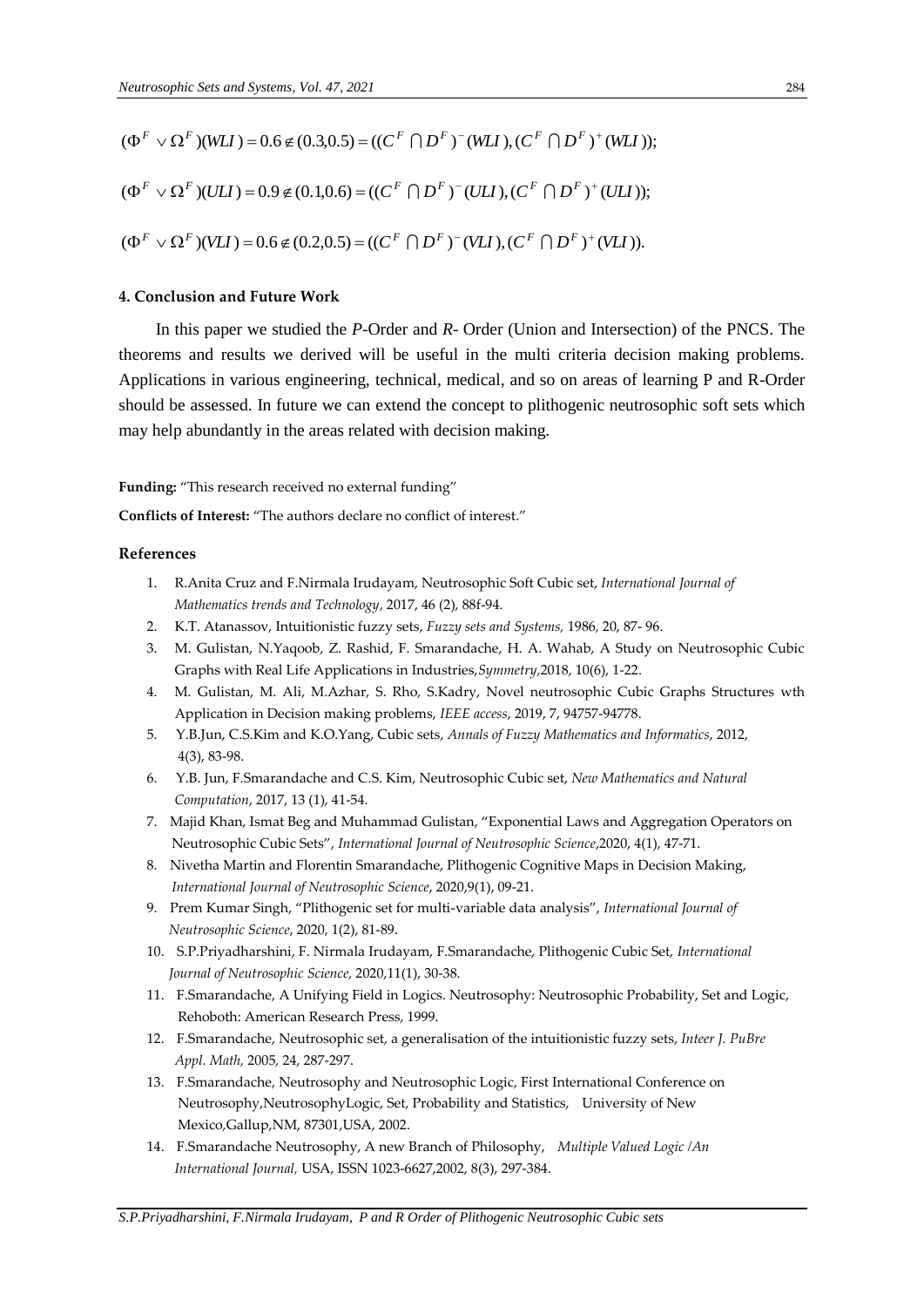$$(\Phi^F \vee \Omega^F)(WLI) = 0.6 \notin (0.3,0.5) = ((C^F \cap D^F)^-(WLI), (C^F \cap D^F)^+(WLI));$$

$$(\Phi^F \vee \Omega^F)(ULI) = 0.9 \notin (0.1,0.6) = ((C^F \cap D^F)^-(ULI), (C^F \cap D^F)^+(ULI));$$

$$(\Phi^F \vee \Omega^F)(VLI) = 0.6 \notin (0.2,0.5) = ((C^F \cap D^F)^-(VLI), (C^F \cap D^F)^+(VLI)).$$

## 4. Conclusion and Future Work

In this paper we studied the *P*-Order and *R*- Order (Union and Intersection) of the PNCS. The theorems and results we derived will be useful in the multi criteria decision making problems. Applications in various engineering, technical, medical, and so on areas of learning P and R-Order should be assessed. In future we can extend the concept to plithogenic neutrosophic soft sets which may help abundantly in the areas related with decision making.

**Funding:** "This research received no external funding"

**Conflicts of Interest:** "The authors declare no conflict of interest."

## References

1. R.Anita Cruz and F.Nirmala Irudayam, Neutrosophic Soft Cubic set, *International Journal of Mathematics trends and Technology*, 2017, 46 (2), 88f-94.
2. K.T. Atanassov, Intuitionistic fuzzy sets, *Fuzzy sets and Systems,* 1986, 20, 87- 96.
3. M. Gulistan, N.Yaqoob, Z. Rashid, F. Smarandache, H. A. Wahab, A Study on Neutrosophic Cubic Graphs with Real Life Applications in Industries,*Symmetry*,2018, 10(6), 1-22.
4. M. Gulistan, M. Ali, M.Azhar, S. Rho, S.Kadry, Novel neutrosophic Cubic Graphs Structures wth Application in Decision making problems, *IEEE access*, 2019, 7, 94757-94778.
5. Y.B.Jun, C.S.Kim and K.O.Yang, Cubic sets, *Annals of Fuzzy Mathematics and Informatics*, 2012, 4(3), 83-98.
6. Y.B. Jun, F.Smarandache and C.S. Kim, Neutrosophic Cubic set, *New Mathematics and Natural Computation*, 2017, 13 (1), 41-54.
7. Majid Khan, Ismat Beg and Muhammad Gulistan, "Exponential Laws and Aggregation Operators on Neutrosophic Cubic Sets", *International Journal of Neutrosophic Science*,2020, 4(1), 47-71.
8. Nivetha Martin and Florentin Smarandache, Plithogenic Cognitive Maps in Decision Making, *International Journal of Neutrosophic Science*, 2020,9(1), 09-21.
9. Prem Kumar Singh, "Plithogenic set for multi-variable data analysis", *International Journal of Neutrosophic Science*, 2020, 1(2), 81-89.
10. S.P.Priyadharshini, F. Nirmala Irudayam, F.Smarandache, Plithogenic Cubic Set, *International Journal of Neutrosophic Science,* 2020,11(1), 30-38.
11. F.Smarandache, A Unifying Field in Logics. Neutrosophy: Neutrosophic Probability, Set and Logic, Rehoboth: American Research Press, 1999.
12. F.Smarandache, Neutrosophic set, a generalisation of the intuitionistic fuzzy sets, *Inteer J. PuBre Appl. Math,* 2005, 24, 287-297.
13. F.Smarandache, Neutrosophy and Neutrosophic Logic, First International Conference on Neutrosophy,NeutrosophyLogic, Set, Probability and Statistics, University of New Mexico,Gallup,NM, 87301,USA, 2002.
14. F.Smarandache Neutrosophy, A new Branch of Philosophy, *Multiple Valued Logic /An International Journal,* USA, ISSN 1023-6627,2002, 8(3), 297-384.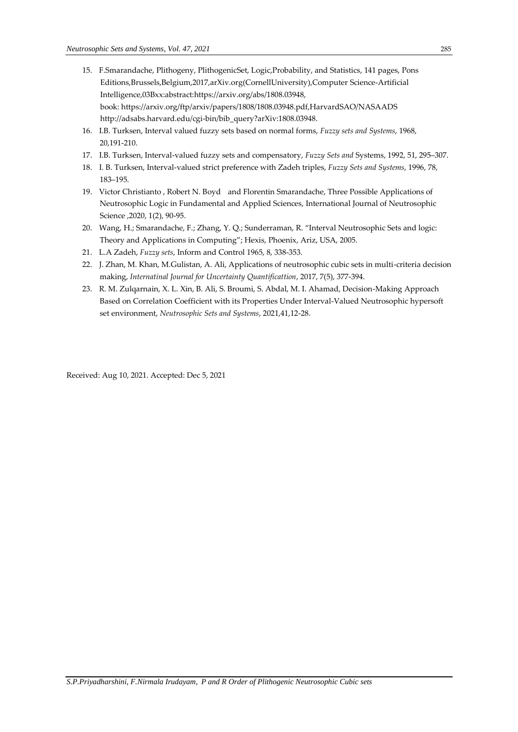15. F.Smarandache, Plithogeny, PlithogenicSet, Logic,Probability, and Statistics, 141 pages, Pons Editions,Brussels,Belgium,2017,arXiv.org(CornellUniversity),Computer Science-Artificial Intelligence,03Bxx:abstract:https://arxiv.org/abs/1808.03948, book: https://arxiv.org/ftp/arxiv/papers/1808/1808.03948.pdf,HarvardSAO/NASAADS http://adsabs.harvard.edu/cgi-bin/bib_query?arXiv:1808.03948.
16. I.B. Turksen, Interval valued fuzzy sets based on normal forms, *Fuzzy sets and Systems*, 1968, 20,191-210.
17. I.B. Turksen, Interval-valued fuzzy sets and compensatory, *Fuzzy Sets and* Systems, 1992, 51, 295–307.
18. I. B. Turksen, Interval-valued strict preference with Zadeh triples, *Fuzzy Sets and Systems*, 1996, 78, 183–195.
19. Victor Christianto , Robert N. Boyd and Florentin Smarandache, Three Possible Applications of Neutrosophic Logic in Fundamental and Applied Sciences, International Journal of Neutrosophic Science ,2020, 1(2), 90-95.
20. Wang, H.; Smarandache, F.; Zhang, Y. Q.; Sunderraman, R. "Interval Neutrosophic Sets and logic: Theory and Applications in Computing"; Hexis, Phoenix, Ariz, USA, 2005.
21. L.A Zadeh, *Fuzzy sets*, Inform and Control 1965, 8, 338-353.
22. J. Zhan, M. Khan, M.Gulistan, A. Ali, Applications of neutrosophic cubic sets in multi-criteria decision making, *Internatinal Journal for Uncertainty Quantificattion*, 2017, 7(5), 377-394.
23. R. M. Zulqarnain, X. L. Xin, B. Ali, S. Broumi, S. Abdal, M. I. Ahamad, Decision-Making Approach Based on Correlation Coefficient with its Properties Under Interval-Valued Neutrosophic hypersoft set environment, *Neutrosophic Sets and Systems*, 2021,41,12-28.

Received: Aug 10, 2021. Accepted: Dec 5, 2021